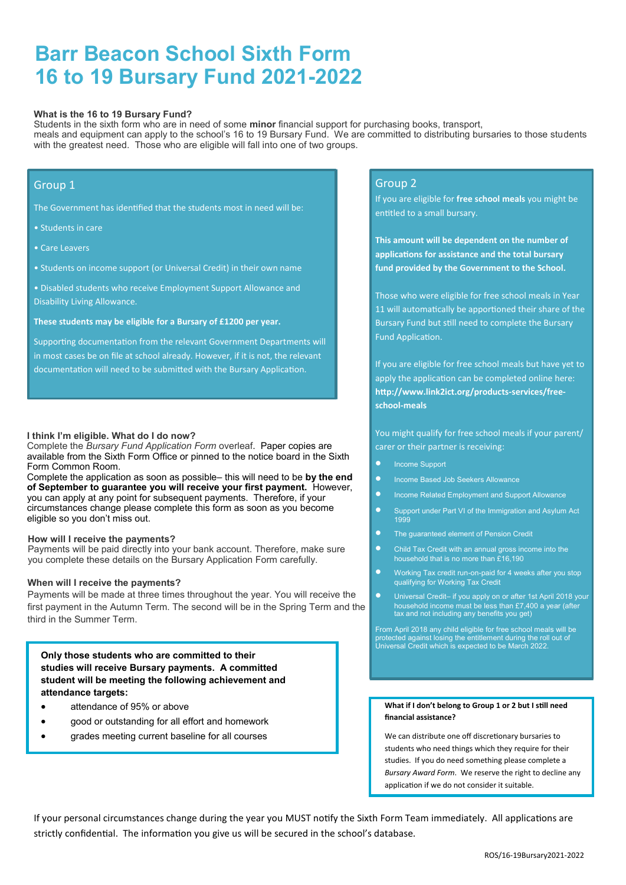# Barr Beacon School Sixth Form
# 16 to 19 Bursary Fund 2021-2022

### What is the 16 to 19 Bursary Fund?

Students in the sixth form who are in need of some **minor** financial support for purchasing books, transport, meals and equipment can apply to the school's 16 to 19 Bursary Fund. We are committed to distributing bursaries to those students with the greatest need. Those who are eligible will fall into one of two groups.

## Group 1

The Government has identified that the students most in need will be:

- Students in care
- Care Leavers
- Students on income support (or Universal Credit) in their own name
- Disabled students who receive Employment Support Allowance and Disability Living Allowance.

**These students may be eligible for a Bursary of £1200 per year.**

Supporting documentation from the relevant Government Departments will in most cases be on file at school already. However, if it is not, the relevant documentation will need to be submitted with the Bursary Application.

### I think I'm eligible. What do I do now?

Complete the *Bursary Fund Application Form* overleaf. Paper copies are available from the Sixth Form Office or pinned to the notice board in the Sixth Form Common Room.

Complete the application as soon as possible– this will need to be **by the end of September to guarantee you will receive your first payment.** However, you can apply at any point for subsequent payments. Therefore, if your circumstances change please complete this form as soon as you become eligible so you don't miss out.

### How will I receive the payments?

Payments will be paid directly into your bank account. Therefore, make sure you complete these details on the Bursary Application Form carefully.

### When will I receive the payments?

Payments will be made at three times throughout the year. You will receive the first payment in the Autumn Term. The second will be in the Spring Term and the third in the Summer Term.

**Only those students who are committed to their studies will receive Bursary payments. A committed student will be meeting the following achievement and attendance targets:**

- attendance of 95% or above
- good or outstanding for all effort and homework
- grades meeting current baseline for all courses

## Group 2

If you are eligible for **free school meals** you might be entitled to a small bursary.

**This amount will be dependent on the number of applications for assistance and the total bursary fund provided by the Government to the School.**

Those who were eligible for free school meals in Year 11 will automatically be apportioned their share of the Bursary Fund but still need to complete the Bursary Fund Application.

If you are eligible for free school meals but have yet to apply the application can be completed online here: **http://www.link2ict.org/products-services/free-school-meals**

You might qualify for free school meals if your parent/carer or their partner is receiving:

- Income Support
- Income Based Job Seekers Allowance
- Income Related Employment and Support Allowance
- Support under Part VI of the Immigration and Asylum Act 1999
- The guaranteed element of Pension Credit
- Child Tax Credit with an annual gross income into the household that is no more than £16,190
- Working Tax credit run-on-paid for 4 weeks after you stop qualifying for Working Tax Credit
- Universal Credit– if you apply on or after 1st April 2018 your household income must be less than £7,400 a year (after tax and not including any benefits you get)

From April 2018 any child eligible for free school meals will be protected against losing the entitlement during the roll out of Universal Credit which is expected to be March 2022.

**What if I don't belong to Group 1 or 2 but I still need financial assistance?**

We can distribute one off discretionary bursaries to students who need things which they require for their studies. If you do need something please complete a *Bursary Award Form*. We reserve the right to decline any application if we do not consider it suitable.

If your personal circumstances change during the year you MUST notify the Sixth Form Team immediately. All applications are strictly confidential. The information you give us will be secured in the school's database.

ROS/16-19Bursary2021-2022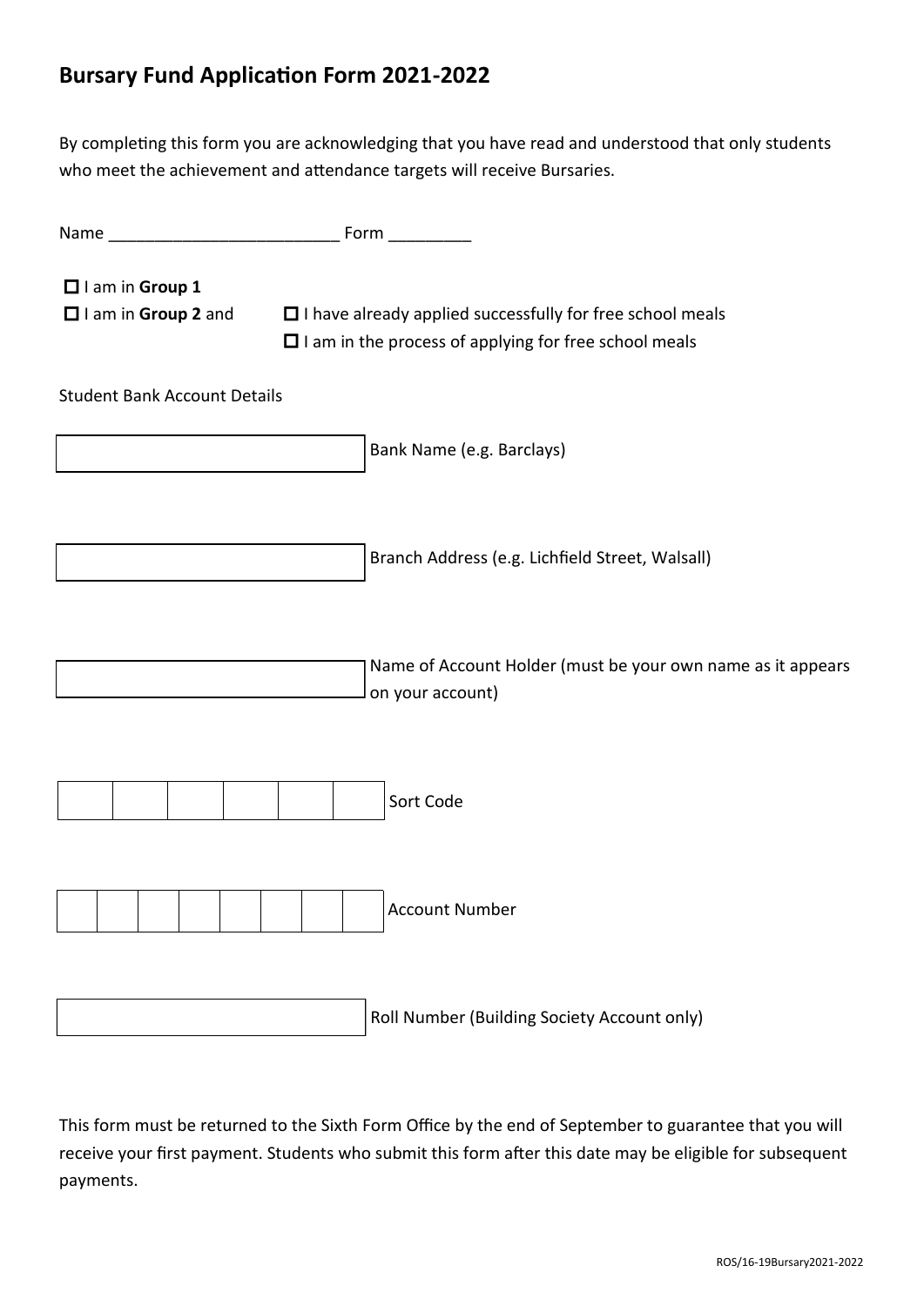# Bursary Fund Application Form 2021-2022

By completing this form you are acknowledging that you have read and understood that only students who meet the achievement and attendance targets will receive Bursaries.

Name _________________________ Form _________

☐ I am in **Group 1**

☐ I am in **Group 2** and
- ☐ I have already applied successfully for free school meals
- ☐ I am in the process of applying for free school meals

Student Bank Account Details

| | |
|---|---|
| | Bank Name (e.g. Barclays) |
| | Branch Address (e.g. Lichfield Street, Walsall) |
| | Name of Account Holder (must be your own name as it appears on your account) |
| ☐☐☐☐☐☐ | Sort Code |
| ☐☐☐☐☐☐☐☐ | Account Number |
| | Roll Number (Building Society Account only) |

This form must be returned to the Sixth Form Office by the end of September to guarantee that you will receive your first payment. Students who submit this form after this date may be eligible for subsequent payments.

ROS/16-19Bursary2021-2022